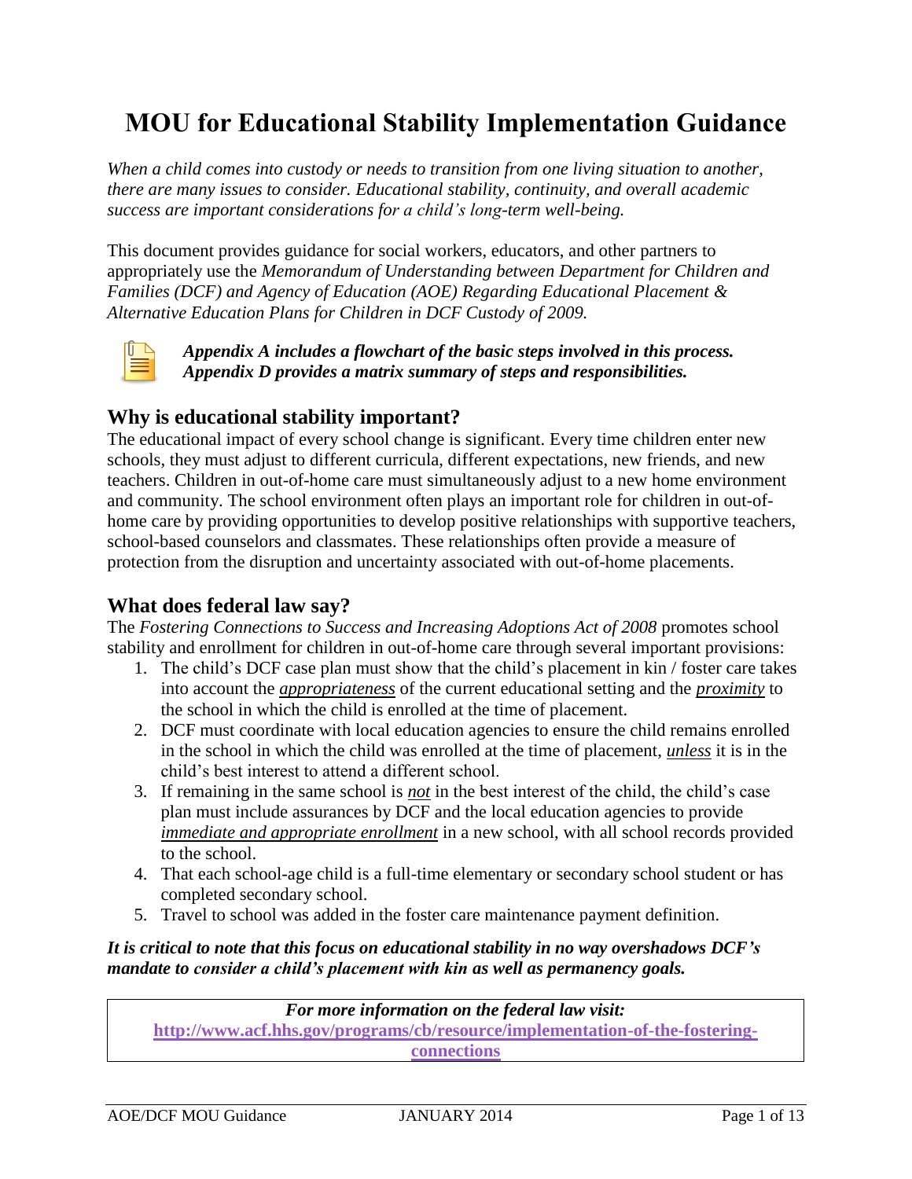# MOU for Educational Stability Implementation Guidance

*When a child comes into custody or needs to transition from one living situation to another, there are many issues to consider. Educational stability, continuity, and overall academic success are important considerations for a child's long-term well-being.*

This document provides guidance for social workers, educators, and other partners to appropriately use the *Memorandum of Understanding between Department for Children and Families (DCF) and Agency of Education (AOE) Regarding Educational Placement & Alternative Education Plans for Children in DCF Custody of 2009.*

***Appendix A includes a flowchart of the basic steps involved in this process.***
***Appendix D provides a matrix summary of steps and responsibilities.***

## Why is educational stability important?

The educational impact of every school change is significant. Every time children enter new schools, they must adjust to different curricula, different expectations, new friends, and new teachers. Children in out-of-home care must simultaneously adjust to a new home environment and community. The school environment often plays an important role for children in out-of-home care by providing opportunities to develop positive relationships with supportive teachers, school-based counselors and classmates. These relationships often provide a measure of protection from the disruption and uncertainty associated with out-of-home placements.

## What does federal law say?

The *Fostering Connections to Success and Increasing Adoptions Act of 2008* promotes school stability and enrollment for children in out-of-home care through several important provisions:

1. The child's DCF case plan must show that the child's placement in kin / foster care takes into account the ***appropriateness*** of the current educational setting and the ***proximity*** to the school in which the child is enrolled at the time of placement.
2. DCF must coordinate with local education agencies to ensure the child remains enrolled in the school in which the child was enrolled at the time of placement, ***unless*** it is in the child's best interest to attend a different school.
3. If remaining in the same school is ***not*** in the best interest of the child, the child's case plan must include assurances by DCF and the local education agencies to provide ***immediate and appropriate enrollment*** in a new school, with all school records provided to the school.
4. That each school-age child is a full-time elementary or secondary school student or has completed secondary school.
5. Travel to school was added in the foster care maintenance payment definition.

***It is critical to note that this focus on educational stability in no way overshadows DCF's mandate to consider a child's placement with kin as well as permanency goals.***

> ***For more information on the federal law visit:***
> **http://www.acf.hhs.gov/programs/cb/resource/implementation-of-the-fostering-connections**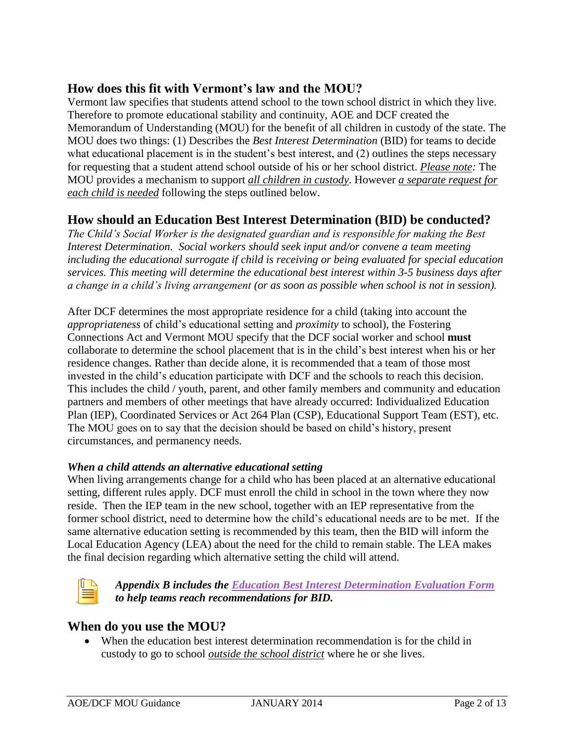## How does this fit with Vermont's law and the MOU?

Vermont law specifies that students attend school to the town school district in which they live. Therefore to promote educational stability and continuity, AOE and DCF created the Memorandum of Understanding (MOU) for the benefit of all children in custody of the state. The MOU does two things: (1) Describes the *Best Interest Determination* (BID) for teams to decide what educational placement is in the student's best interest, and (2) outlines the steps necessary for requesting that a student attend school outside of his or her school district. ***Please note:*** The MOU provides a mechanism to support ***all children in custody***. However ***a separate request for each child is needed*** following the steps outlined below.

## How should an Education Best Interest Determination (BID) be conducted?

*The Child's Social Worker is the designated guardian and is responsible for making the Best Interest Determination. Social workers should seek input and/or convene a team meeting including the educational surrogate if child is receiving or being evaluated for special education services. This meeting will determine the educational best interest within 3-5 business days after a change in a child's living arrangement (or as soon as possible when school is not in session).*

After DCF determines the most appropriate residence for a child (taking into account the *appropriateness* of child's educational setting and *proximity* to school), the Fostering Connections Act and Vermont MOU specify that the DCF social worker and school **must** collaborate to determine the school placement that is in the child's best interest when his or her residence changes. Rather than decide alone, it is recommended that a team of those most invested in the child's education participate with DCF and the schools to reach this decision. This includes the child / youth, parent, and other family members and community and education partners and members of other meetings that have already occurred: Individualized Education Plan (IEP), Coordinated Services or Act 264 Plan (CSP), Educational Support Team (EST), etc. The MOU goes on to say that the decision should be based on child's history, present circumstances, and permanency needs.

***When a child attends an alternative educational setting***

When living arrangements change for a child who has been placed at an alternative educational setting, different rules apply. DCF must enroll the child in school in the town where they now reside. Then the IEP team in the new school, together with an IEP representative from the former school district, need to determine how the child's educational needs are to be met. If the same alternative education setting is recommended by this team, then the BID will inform the Local Education Agency (LEA) about the need for the child to remain stable. The LEA makes the final decision regarding which alternative setting the child will attend.

***Appendix B includes the Education Best Interest Determination Evaluation Form to help teams reach recommendations for BID.***

## When do you use the MOU?

- When the education best interest determination recommendation is for the child in custody to go to school ***outside the school district*** where he or she lives.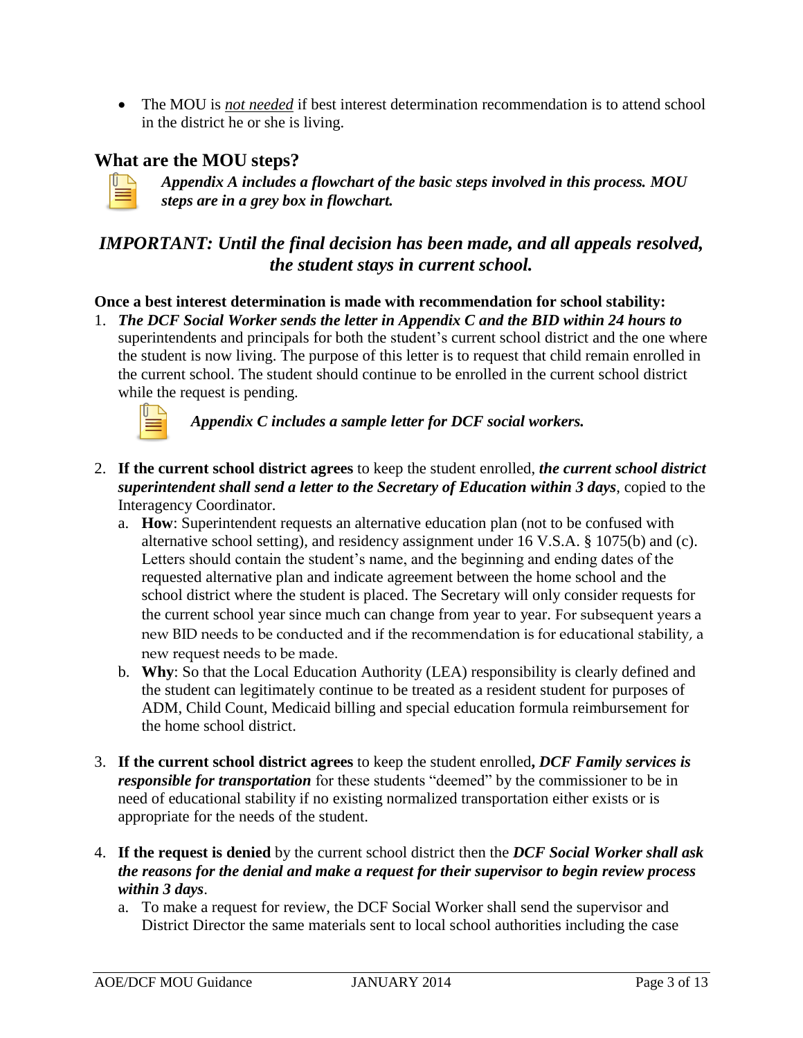- The MOU is *not needed* if best interest determination recommendation is to attend school in the district he or she is living.

## What are the MOU steps?

***Appendix A includes a flowchart of the basic steps involved in this process. MOU steps are in a grey box in flowchart.***

### *IMPORTANT: Until the final decision has been made, and all appeals resolved, the student stays in current school.*

**Once a best interest determination is made with recommendation for school stability:**

1. ***The DCF Social Worker sends the letter in Appendix C and the BID within 24 hours to*** superintendents and principals for both the student's current school district and the one where the student is now living. The purpose of this letter is to request that child remain enrolled in the current school. The student should continue to be enrolled in the current school district while the request is pending.

   ***Appendix C includes a sample letter for DCF social workers.***

2. **If the current school district agrees** to keep the student enrolled, ***the current school district superintendent shall send a letter to the Secretary of Education within 3 days***, copied to the Interagency Coordinator.
   a. **How**: Superintendent requests an alternative education plan (not to be confused with alternative school setting), and residency assignment under 16 V.S.A. § 1075(b) and (c). Letters should contain the student's name, and the beginning and ending dates of the requested alternative plan and indicate agreement between the home school and the school district where the student is placed. The Secretary will only consider requests for the current school year since much can change from year to year. For subsequent years a new BID needs to be conducted and if the recommendation is for educational stability, a new request needs to be made.
   b. **Why**: So that the Local Education Authority (LEA) responsibility is clearly defined and the student can legitimately continue to be treated as a resident student for purposes of ADM, Child Count, Medicaid billing and special education formula reimbursement for the home school district.

3. **If the current school district agrees** to keep the student enrolled**, *DCF Family services is responsible for transportation*** for these students "deemed" by the commissioner to be in need of educational stability if no existing normalized transportation either exists or is appropriate for the needs of the student.

4. **If the request is denied** by the current school district then the ***DCF Social Worker shall ask the reasons for the denial and make a request for their supervisor to begin review process within 3 days***.
   a. To make a request for review, the DCF Social Worker shall send the supervisor and District Director the same materials sent to local school authorities including the case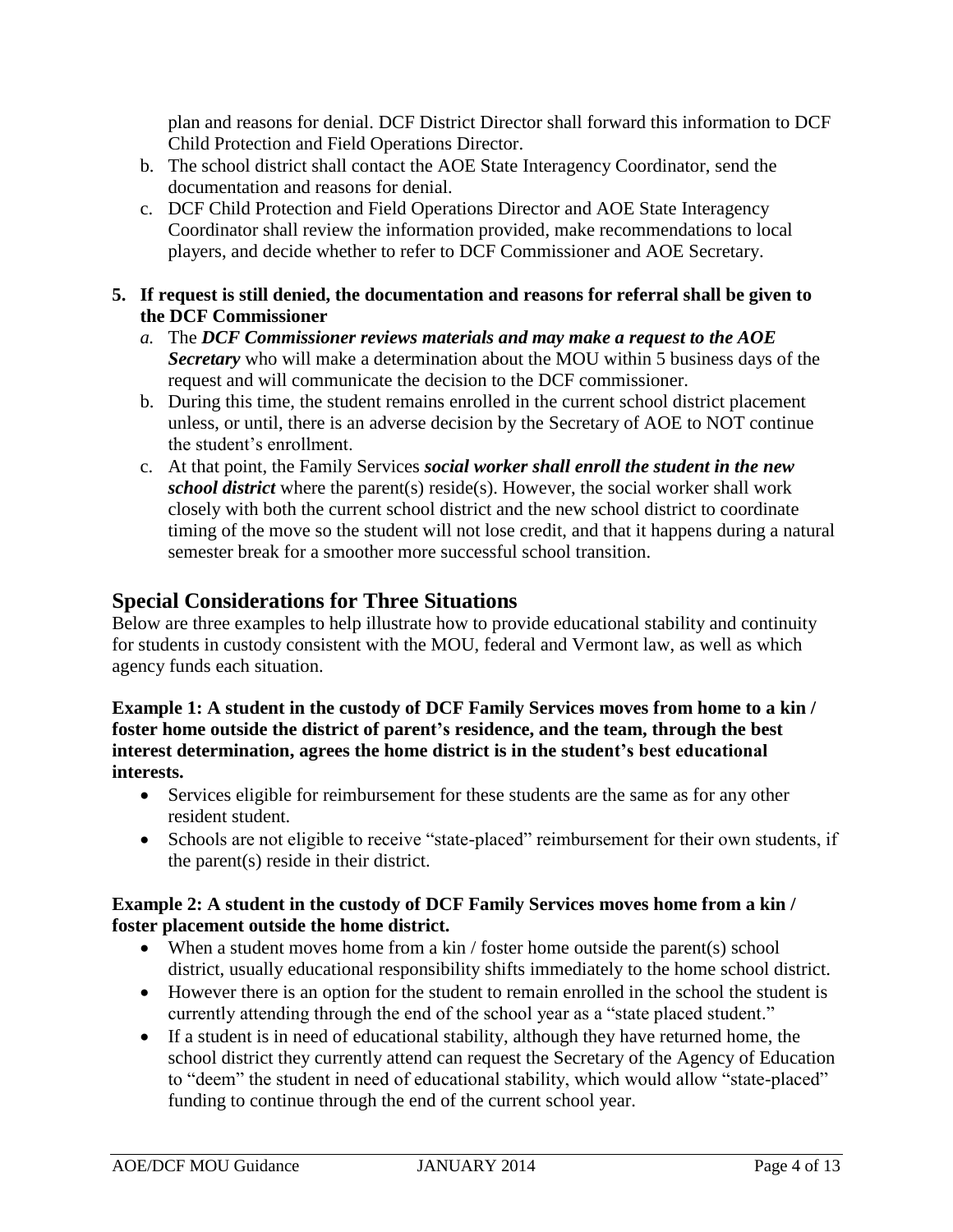plan and reasons for denial. DCF District Director shall forward this information to DCF Child Protection and Field Operations Director.

b. The school district shall contact the AOE State Interagency Coordinator, send the documentation and reasons for denial.
c. DCF Child Protection and Field Operations Director and AOE State Interagency Coordinator shall review the information provided, make recommendations to local players, and decide whether to refer to DCF Commissioner and AOE Secretary.

**5. If request is still denied, the documentation and reasons for referral shall be given to the DCF Commissioner**

a. The ***DCF Commissioner reviews materials and may make a request to the AOE Secretary*** who will make a determination about the MOU within 5 business days of the request and will communicate the decision to the DCF commissioner.
b. During this time, the student remains enrolled in the current school district placement unless, or until, there is an adverse decision by the Secretary of AOE to NOT continue the student's enrollment.
c. At that point, the Family Services ***social worker shall enroll the student in the new school district*** where the parent(s) reside(s). However, the social worker shall work closely with both the current school district and the new school district to coordinate timing of the move so the student will not lose credit, and that it happens during a natural semester break for a smoother more successful school transition.

## Special Considerations for Three Situations

Below are three examples to help illustrate how to provide educational stability and continuity for students in custody consistent with the MOU, federal and Vermont law, as well as which agency funds each situation.

**Example 1: A student in the custody of DCF Family Services moves from home to a kin / foster home outside the district of parent's residence, and the team, through the best interest determination, agrees the home district is in the student's best educational interests.**

- Services eligible for reimbursement for these students are the same as for any other resident student.
- Schools are not eligible to receive "state-placed" reimbursement for their own students, if the parent(s) reside in their district.

**Example 2: A student in the custody of DCF Family Services moves home from a kin / foster placement outside the home district.**

- When a student moves home from a kin / foster home outside the parent(s) school district, usually educational responsibility shifts immediately to the home school district.
- However there is an option for the student to remain enrolled in the school the student is currently attending through the end of the school year as a "state placed student."
- If a student is in need of educational stability, although they have returned home, the school district they currently attend can request the Secretary of the Agency of Education to "deem" the student in need of educational stability, which would allow "state-placed" funding to continue through the end of the current school year.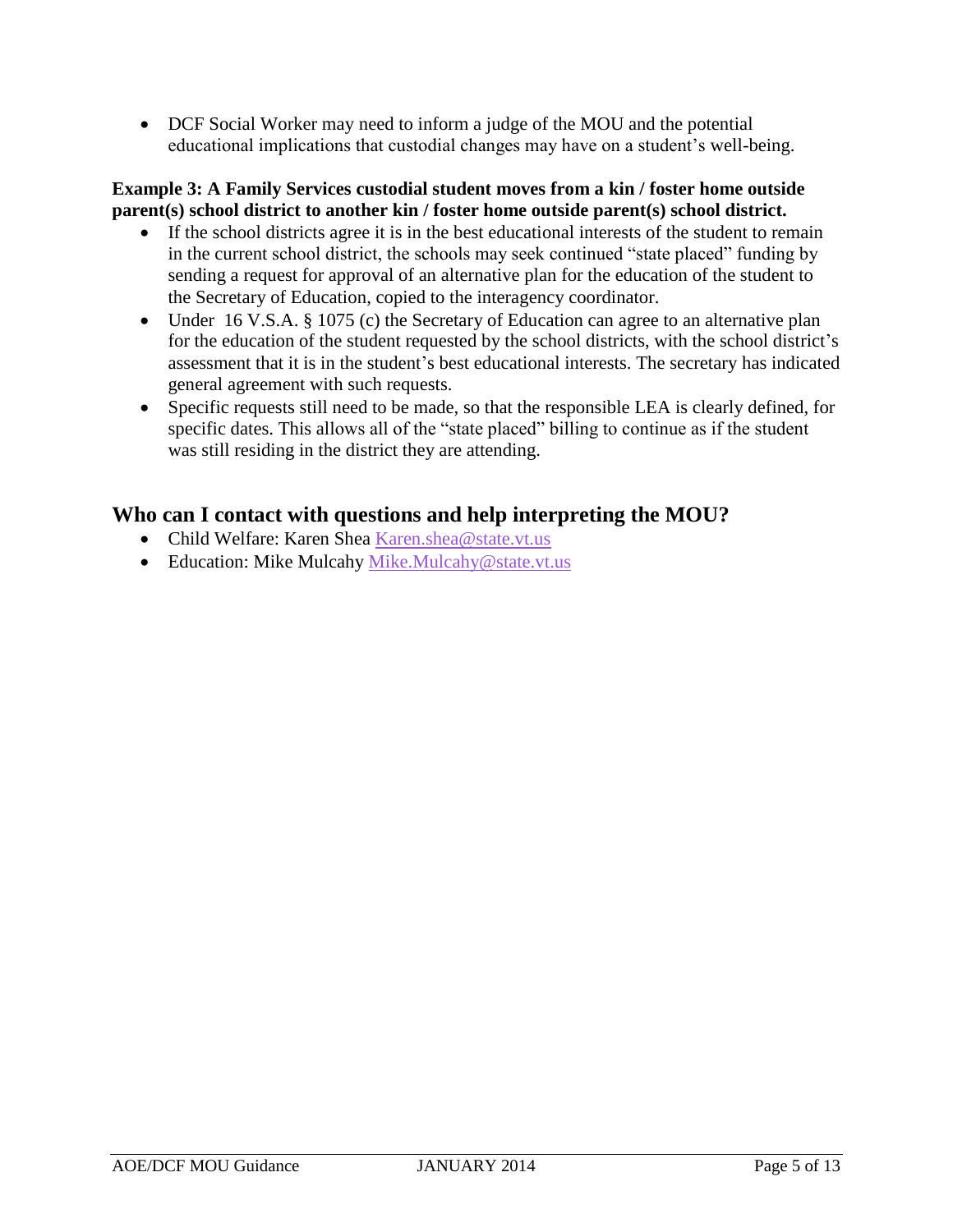- DCF Social Worker may need to inform a judge of the MOU and the potential educational implications that custodial changes may have on a student's well-being.

**Example 3: A Family Services custodial student moves from a kin / foster home outside parent(s) school district to another kin / foster home outside parent(s) school district.**

- If the school districts agree it is in the best educational interests of the student to remain in the current school district, the schools may seek continued "state placed" funding by sending a request for approval of an alternative plan for the education of the student to the Secretary of Education, copied to the interagency coordinator.
- Under 16 V.S.A. § 1075 (c) the Secretary of Education can agree to an alternative plan for the education of the student requested by the school districts, with the school district's assessment that it is in the student's best educational interests. The secretary has indicated general agreement with such requests.
- Specific requests still need to be made, so that the responsible LEA is clearly defined, for specific dates. This allows all of the "state placed" billing to continue as if the student was still residing in the district they are attending.

## Who can I contact with questions and help interpreting the MOU?

- Child Welfare: Karen Shea Karen.shea@state.vt.us
- Education: Mike Mulcahy Mike.Mulcahy@state.vt.us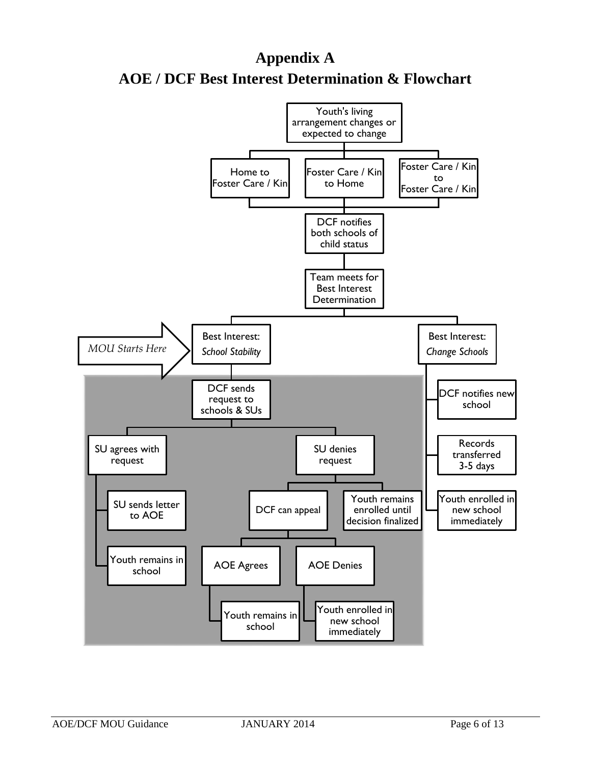# Appendix A

# AOE / DCF Best Interest Determination & Flowchart

Youth's living arrangement changes or expected to change

- Home to Foster Care / Kin
- Foster Care / Kin to Home
- Foster Care / Kin to Foster Care / Kin

DCF notifies both schools of child status

Team meets for Best Interest Determination

*MOU Starts Here*

**Best Interest: *School Stability***

- DCF sends request to schools & SUs
  - SU agrees with request
    - SU sends letter to AOE
    - Youth remains in school
  - SU denies request
    - DCF can appeal
      - AOE Agrees
        - Youth remains in school
      - AOE Denies
        - Youth enrolled in new school immediately
    - Youth remains enrolled until decision finalized

**Best Interest: *Change Schools***

- DCF notifies new school
- Records transferred 3-5 days
- Youth enrolled in new school immediately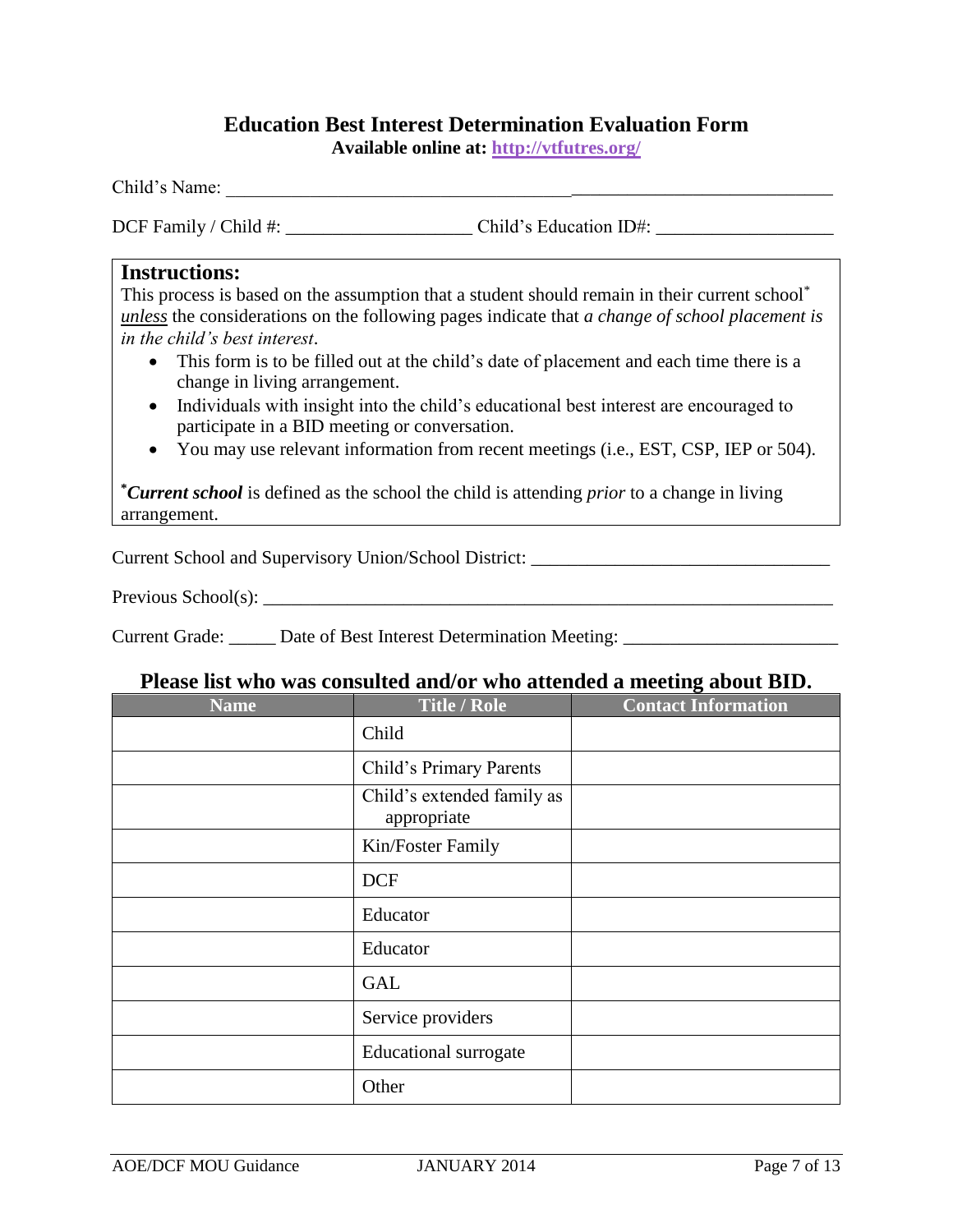# Education Best Interest Determination Evaluation Form

**Available online at: http://vtfutres.org/**

Child's Name: ___________________________________________________________________

DCF Family / Child #: ____________________ Child's Education ID#: ___________________

> ## Instructions:
>
> This process is based on the assumption that a student should remain in their current school* *unless* the considerations on the following pages indicate that *a change of school placement is in the child's best interest*.
>
> - This form is to be filled out at the child's date of placement and each time there is a change in living arrangement.
> - Individuals with insight into the child's educational best interest are encouraged to participate in a BID meeting or conversation.
> - You may use relevant information from recent meetings (i.e., EST, CSP, IEP or 504).
>
> ***Current school*** is defined as the school the child is attending *prior* to a change in living arrangement.

Current School and Supervisory Union/School District: ________________________________

Previous School(s): _______________________________________________________________

Current Grade: _____ Date of Best Interest Determination Meeting: _______________________

## Please list who was consulted and/or who attended a meeting about BID.

| Name | Title / Role | Contact Information |
|---|---|---|
| | Child | |
| | Child's Primary Parents | |
| | Child's extended family as appropriate | |
| | Kin/Foster Family | |
| | DCF | |
| | Educator | |
| | Educator | |
| | GAL | |
| | Service providers | |
| | Educational surrogate | |
| | Other | |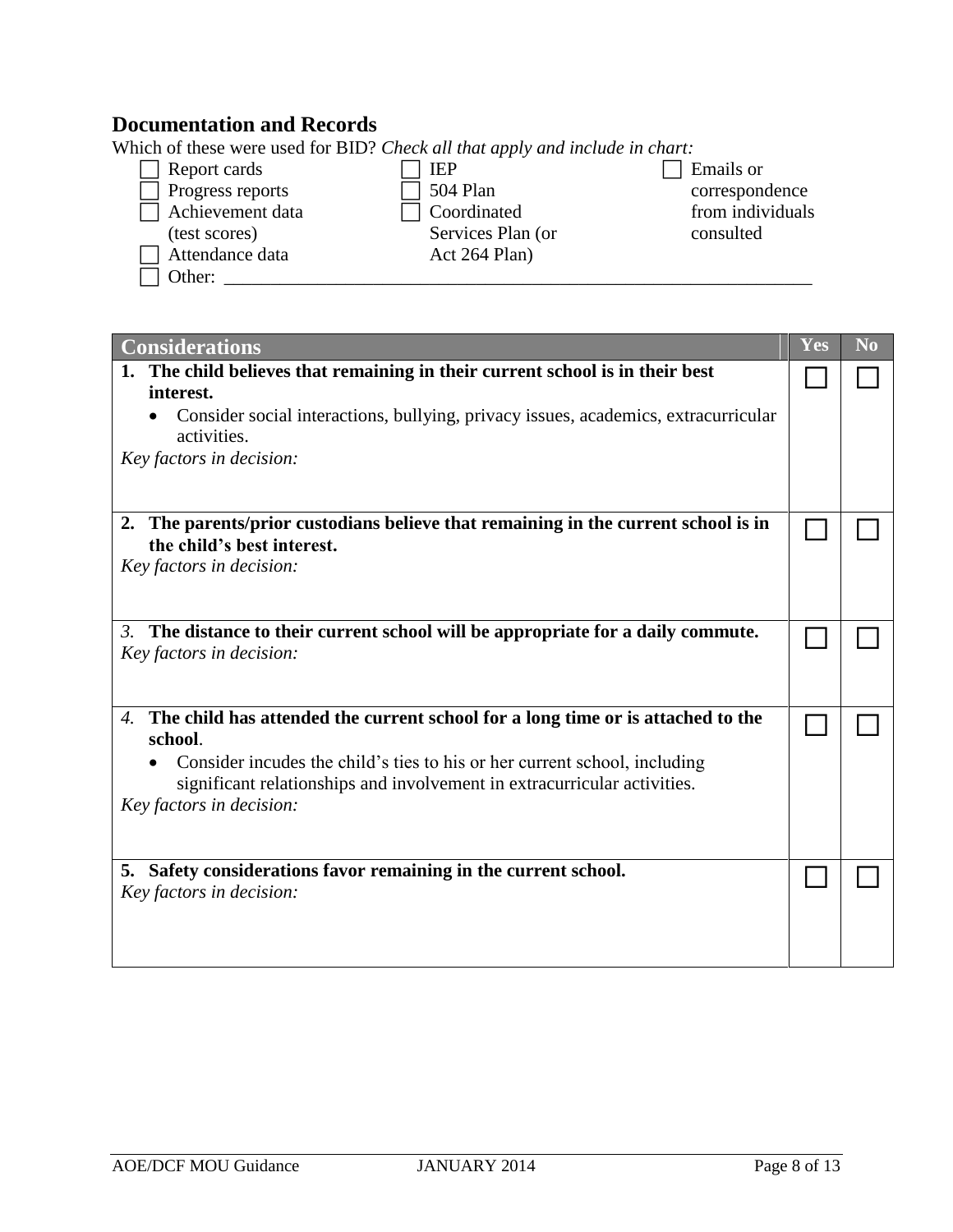## Documentation and Records

Which of these were used for BID? *Check all that apply and include in chart:*

- ☐ Report cards
- ☐ Progress reports
- ☐ Achievement data (test scores)
- ☐ Attendance data
- ☐ IEP
- ☐ 504 Plan
- ☐ Coordinated Services Plan (or Act 264 Plan)
- ☐ Emails or correspondence from individuals consulted
- ☐ Other: ____________________________________________________________

| Considerations | Yes | No |
|---|---|---|
| **1. The child believes that remaining in their current school is in their best interest.**<br>• Consider social interactions, bullying, privacy issues, academics, extracurricular activities.<br>*Key factors in decision:* | ☐ | ☐ |
| **2. The parents/prior custodians believe that remaining in the current school is in the child's best interest.**<br>*Key factors in decision:* | ☐ | ☐ |
| *3.* **The distance to their current school will be appropriate for a daily commute.**<br>*Key factors in decision:* | ☐ | ☐ |
| *4.* **The child has attended the current school for a long time or is attached to the school**.<br>• Consider incudes the child's ties to his or her current school, including significant relationships and involvement in extracurricular activities.<br>*Key factors in decision:* | ☐ | ☐ |
| **5. Safety considerations favor remaining in the current school.**<br>*Key factors in decision:* | ☐ | ☐ |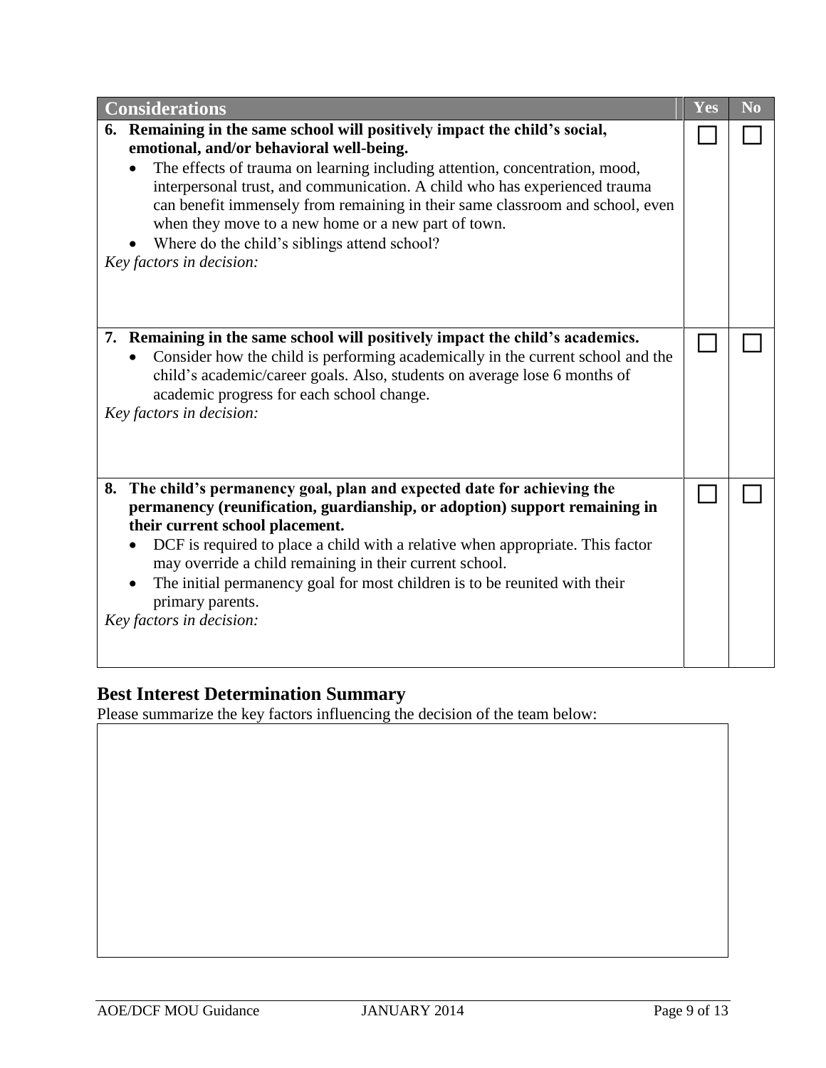| Considerations | Yes | No |
|---|---|---|
| **6. Remaining in the same school will positively impact the child's social, emotional, and/or behavioral well-being.**<br>• The effects of trauma on learning including attention, concentration, mood, interpersonal trust, and communication. A child who has experienced trauma can benefit immensely from remaining in their same classroom and school, even when they move to a new home or a new part of town.<br>• Where do the child's siblings attend school?<br>*Key factors in decision:* | ☐ | ☐ |
| **7. Remaining in the same school will positively impact the child's academics.**<br>• Consider how the child is performing academically in the current school and the child's academic/career goals. Also, students on average lose 6 months of academic progress for each school change.<br>*Key factors in decision:* | ☐ | ☐ |
| **8. The child's permanency goal, plan and expected date for achieving the permanency (reunification, guardianship, or adoption) support remaining in their current school placement.**<br>• DCF is required to place a child with a relative when appropriate. This factor may override a child remaining in their current school.<br>• The initial permanency goal for most children is to be reunited with their primary parents.<br>*Key factors in decision:* | ☐ | ☐ |

## Best Interest Determination Summary

Please summarize the key factors influencing the decision of the team below: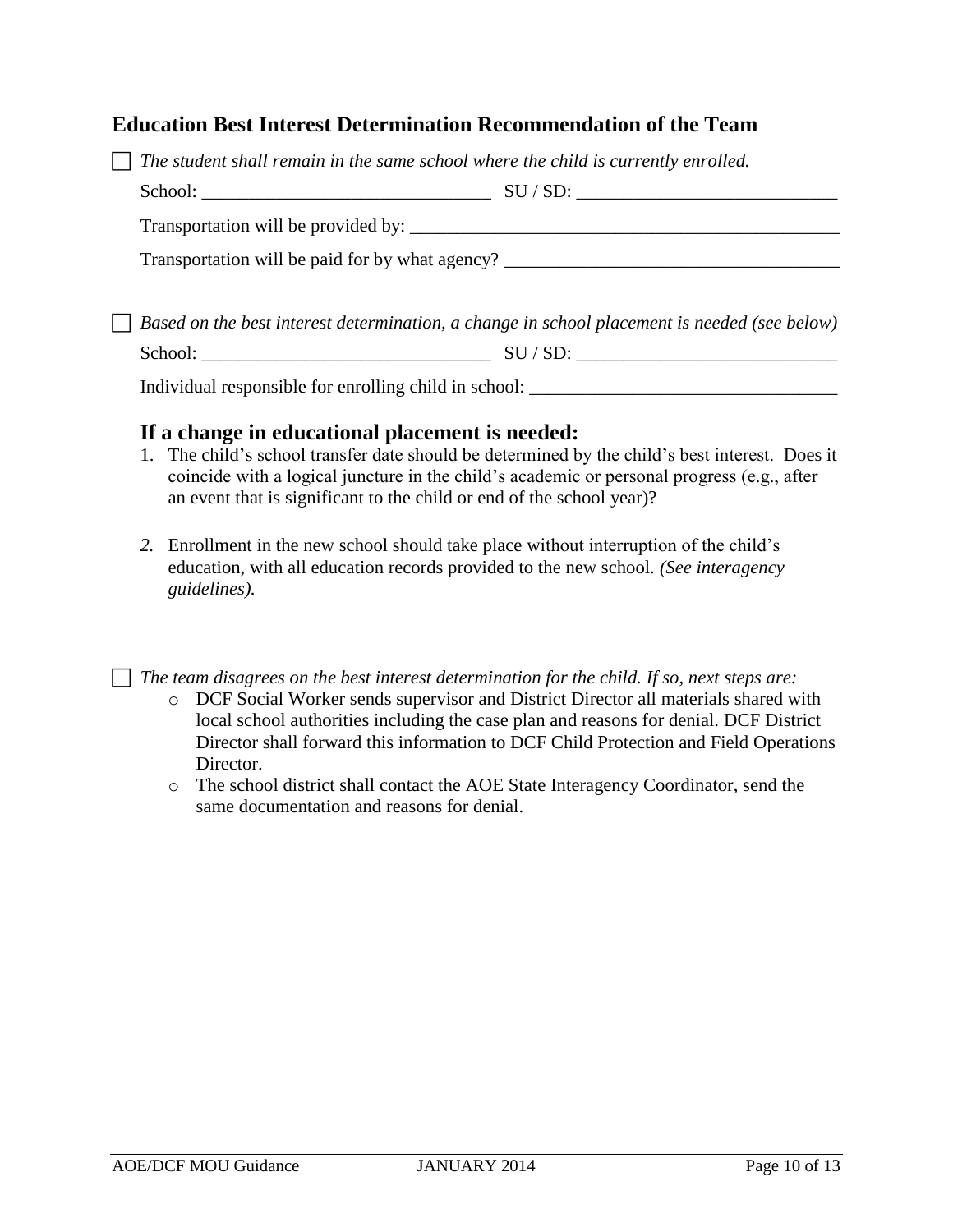## Education Best Interest Determination Recommendation of the Team

☐ *The student shall remain in the same school where the child is currently enrolled.*

School: _______________________________ SU / SD: ____________________________

Transportation will be provided by: _______________________________________________

Transportation will be paid for by what agency? ____________________________________

☐ *Based on the best interest determination, a change in school placement is needed (see below)*

School: _______________________________ SU / SD: ____________________________

Individual responsible for enrolling child in school: ________________________________

### If a change in educational placement is needed:

1. The child's school transfer date should be determined by the child's best interest. Does it coincide with a logical juncture in the child's academic or personal progress (e.g., after an event that is significant to the child or end of the school year)?

2. Enrollment in the new school should take place without interruption of the child's education, with all education records provided to the new school. *(See interagency guidelines).*

☐ *The team disagrees on the best interest determination for the child. If so, next steps are:*

- DCF Social Worker sends supervisor and District Director all materials shared with local school authorities including the case plan and reasons for denial. DCF District Director shall forward this information to DCF Child Protection and Field Operations Director.
- The school district shall contact the AOE State Interagency Coordinator, send the same documentation and reasons for denial.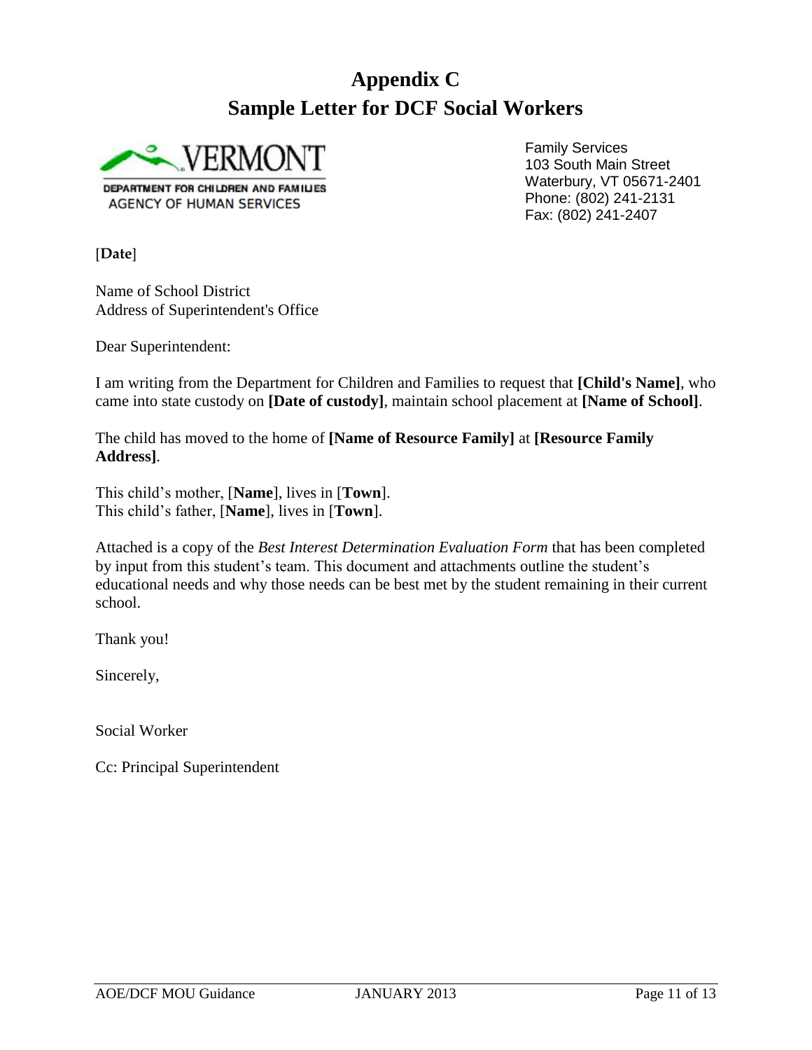# Appendix C
# Sample Letter for DCF Social Workers

VERMONT
DEPARTMENT FOR CHILDREN AND FAMILIES
AGENCY OF HUMAN SERVICES

Family Services
103 South Main Street
Waterbury, VT 05671-2401
Phone: (802) 241-2131
Fax: (802) 241-2407

[**Date**]

Name of School District
Address of Superintendent's Office

Dear Superintendent:

I am writing from the Department for Children and Families to request that **[Child's Name]**, who came into state custody on **[Date of custody]**, maintain school placement at **[Name of School]**.

The child has moved to the home of **[Name of Resource Family]** at **[Resource Family Address]**.

This child's mother, [**Name**], lives in [**Town**].
This child's father, [**Name**], lives in [**Town**].

Attached is a copy of the *Best Interest Determination Evaluation Form* that has been completed by input from this student's team. This document and attachments outline the student's educational needs and why those needs can be best met by the student remaining in their current school.

Thank you!

Sincerely,

Social Worker

Cc: Principal Superintendent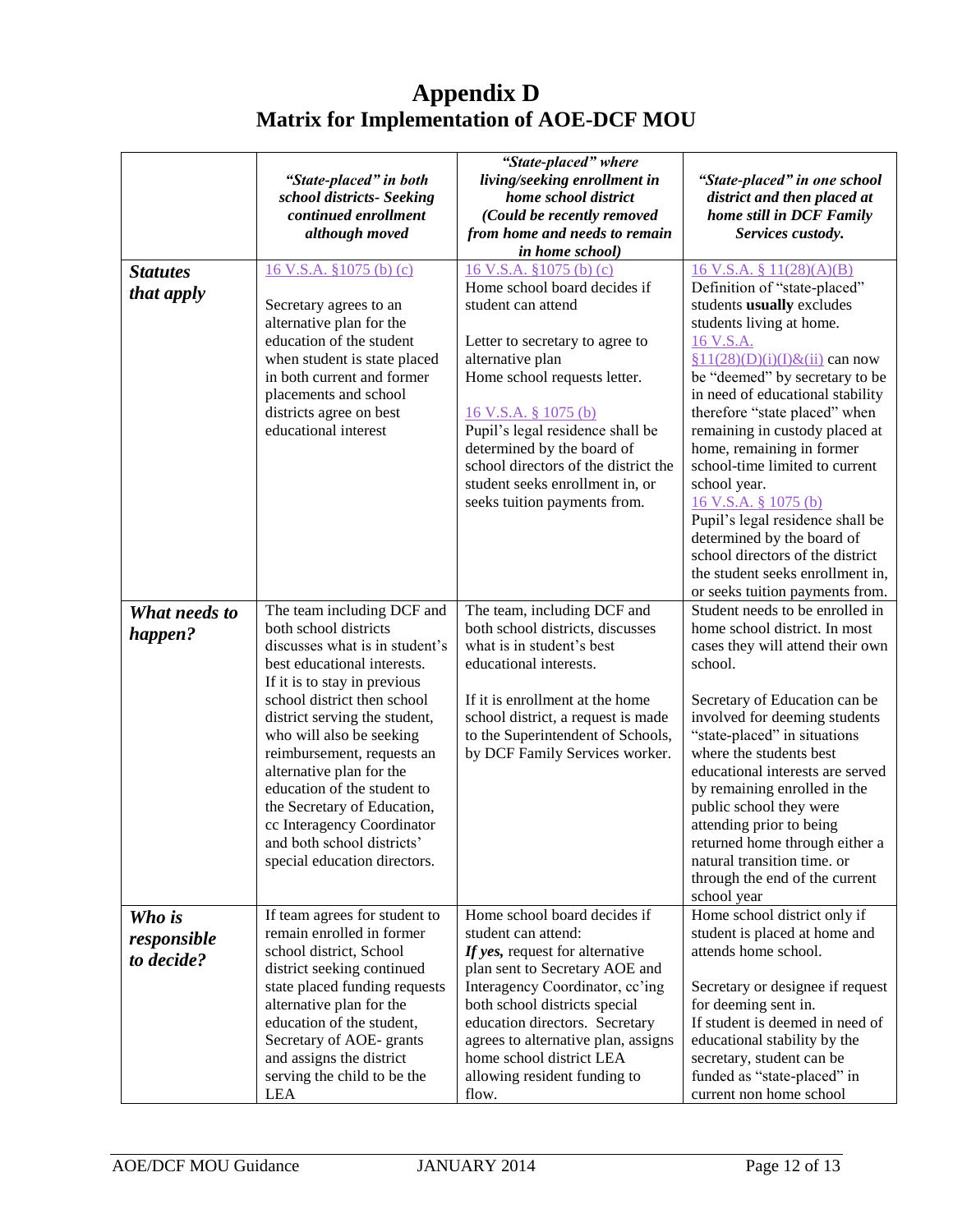# Appendix D
## Matrix for Implementation of AOE-DCF MOU

| | *"State-placed" in both school districts- Seeking continued enrollment although moved* | *"State-placed" where living/seeking enrollment in home school district (Could be recently removed from home and needs to remain in home school)* | *"State-placed" in one school district and then placed at home still in DCF Family Services custody.* |
|---|---|---|---|
| ***Statutes that apply*** | 16 V.S.A. §1075 (b) (c)<br><br>Secretary agrees to an alternative plan for the education of the student when student is state placed in both current and former placements and school districts agree on best educational interest | 16 V.S.A. §1075 (b) (c)<br>Home school board decides if student can attend<br><br>Letter to secretary to agree to alternative plan<br>Home school requests letter.<br><br>16 V.S.A. § 1075 (b)<br>Pupil's legal residence shall be determined by the board of school directors of the district the student seeks enrollment in, or seeks tuition payments from. | 16 V.S.A. § 11(28)(A)(B)<br>Definition of "state-placed" students **usually** excludes students living at home.<br>16 V.S.A. §11(28)(D)(i)(I)&(ii) can now be "deemed" by secretary to be in need of educational stability therefore "state placed" when remaining in custody placed at home, remaining in former school-time limited to current school year.<br>16 V.S.A. § 1075 (b)<br>Pupil's legal residence shall be determined by the board of school directors of the district the student seeks enrollment in, or seeks tuition payments from. |
| ***What needs to happen?*** | The team including DCF and both school districts discusses what is in student's best educational interests. If it is to stay in previous school district then school district serving the student, who will also be seeking reimbursement, requests an alternative plan for the education of the student to the Secretary of Education, cc Interagency Coordinator and both school districts' special education directors. | The team, including DCF and both school districts, discusses what is in student's best educational interests.<br><br>If it is enrollment at the home school district, a request is made to the Superintendent of Schools, by DCF Family Services worker. | Student needs to be enrolled in home school district. In most cases they will attend their own school.<br><br>Secretary of Education can be involved for deeming students "state-placed" in situations where the students best educational interests are served by remaining enrolled in the public school they were attending prior to being returned home through either a natural transition time. or through the end of the current school year |
| ***Who is responsible to decide?*** | If team agrees for student to remain enrolled in former school district, School district seeking continued state placed funding requests alternative plan for the education of the student, Secretary of AOE- grants and assigns the district serving the child to be the LEA | Home school board decides if student can attend:<br>***If yes,*** request for alternative plan sent to Secretary AOE and Interagency Coordinator, cc'ing both school districts special education directors. Secretary agrees to alternative plan, assigns home school district LEA allowing resident funding to flow. | Home school district only if student is placed at home and attends home school.<br><br>Secretary or designee if request for deeming sent in.<br>If student is deemed in need of educational stability by the secretary, student can be funded as "state-placed" in current non home school |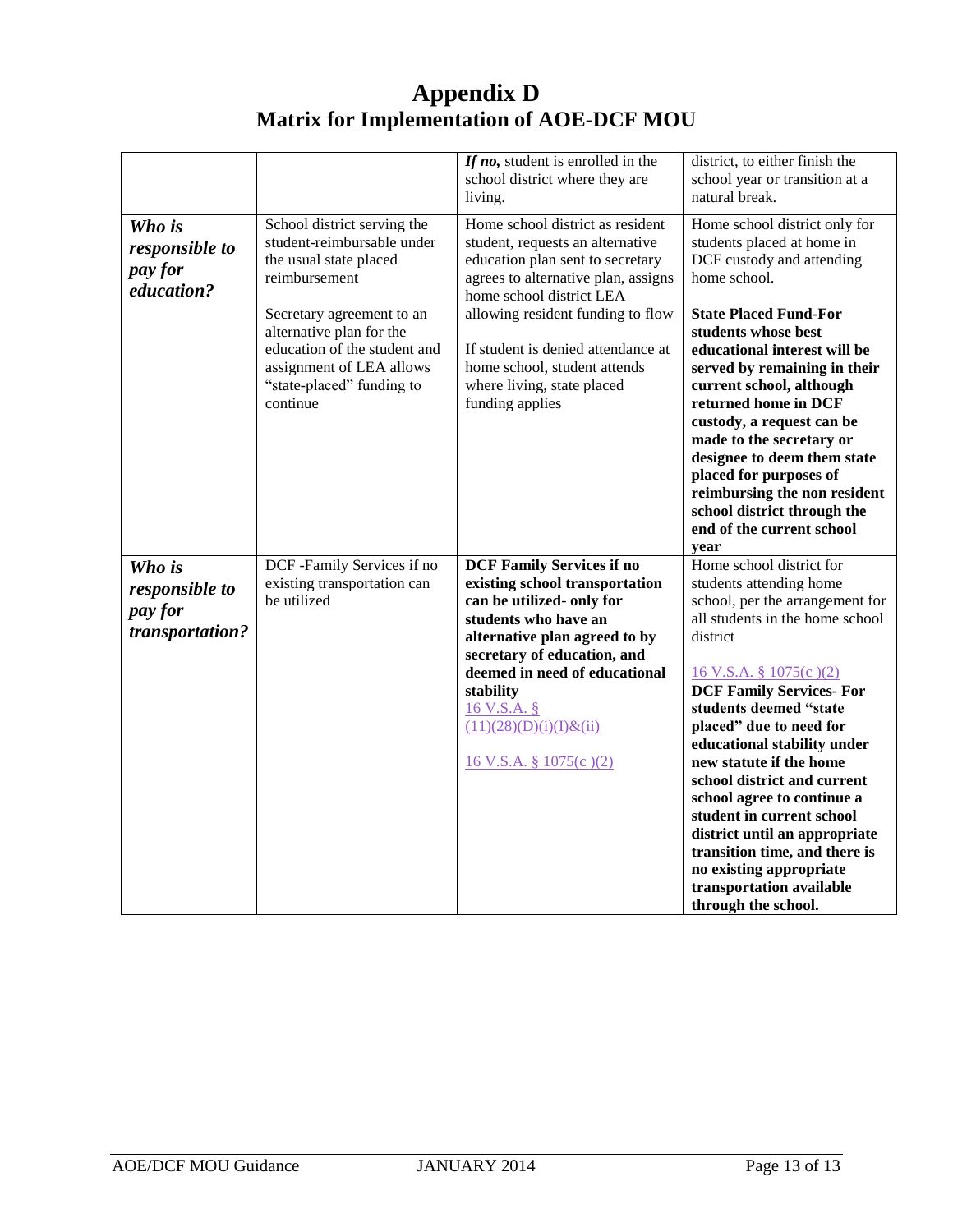# Appendix D
## Matrix for Implementation of AOE-DCF MOU

| | | | |
|---|---|---|---|
| | | ***If no,*** student is enrolled in the school district where they are living. | district, to either finish the school year or transition at a natural break. |
| ***Who is responsible to pay for education?*** | School district serving the student-reimbursable under the usual state placed reimbursement<br><br>Secretary agreement to an alternative plan for the education of the student and assignment of LEA allows "state-placed" funding to continue | Home school district as resident student, requests an alternative education plan sent to secretary agrees to alternative plan, assigns home school district LEA allowing resident funding to flow<br><br>If student is denied attendance at home school, student attends where living, state placed funding applies | Home school district only for students placed at home in DCF custody and attending home school.<br><br>**State Placed Fund-For students whose best educational interest will be served by remaining in their current school, although returned home in DCF custody, a request can be made to the secretary or designee to deem them state placed for purposes of reimbursing the non resident school district through the end of the current school year** |
| ***Who is responsible to pay for transportation?*** | DCF -Family Services if no existing transportation can be utilized | **DCF Family Services if no existing school transportation can be utilized- only for students who have an alternative plan agreed to by secretary of education, and deemed in need of educational stability**<br>16 V.S.A. § (11)(28)(D)(i)(I)&(ii)<br><br>16 V.S.A. § 1075(c )(2) | Home school district for students attending home school, per the arrangement for all students in the home school district<br><br>16 V.S.A. § 1075(c )(2)<br>**DCF Family Services- For students deemed "state placed" due to need for educational stability under new statute if the home school district and current school agree to continue a student in current school district until an appropriate transition time, and there is no existing appropriate transportation available through the school.** |